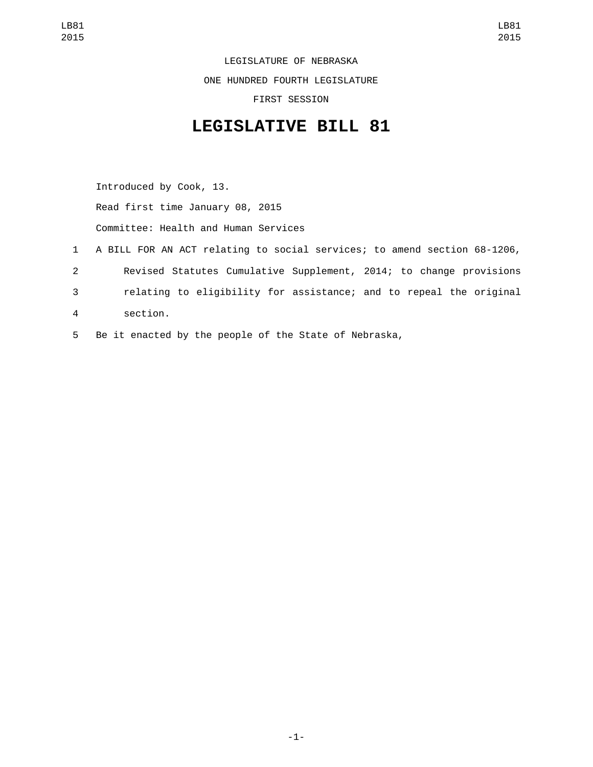LEGISLATURE OF NEBRASKA

ONE HUNDRED FOURTH LEGISLATURE

FIRST SESSION

# LEGISLATIVE BILL 81

Introduced by Cook, 13.

Read first time January 08, 2015

Committee: Health and Human Services

1 A BILL FOR AN ACT relating to social services; to amend section 68-1206,
2 Revised Statutes Cumulative Supplement, 2014; to change provisions
3 relating to eligibility for assistance; and to repeal the original
4 section.
5 Be it enacted by the people of the State of Nebraska,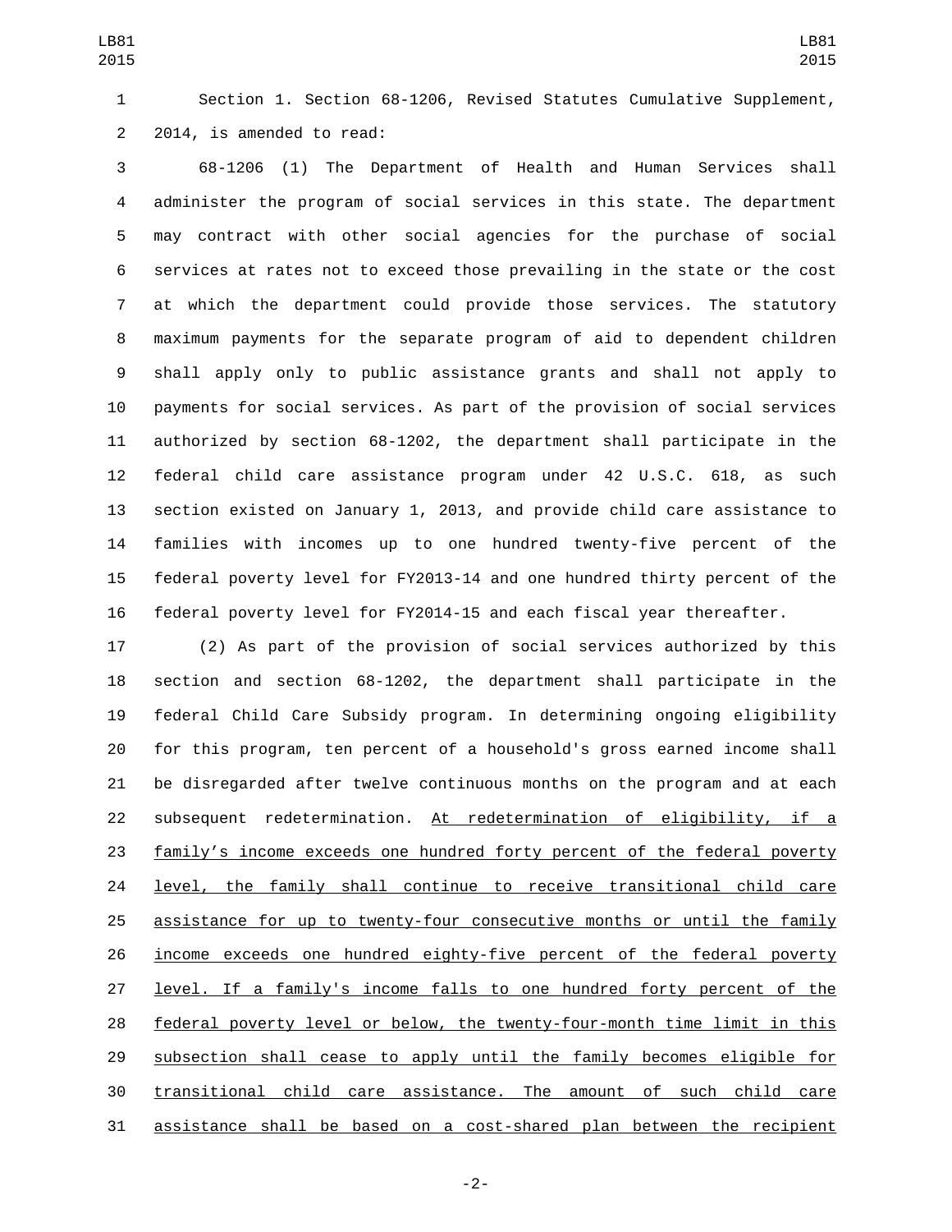Section 1. Section 68-1206, Revised Statutes Cumulative Supplement, 2014, is amended to read:

68-1206 (1) The Department of Health and Human Services shall administer the program of social services in this state. The department may contract with other social agencies for the purchase of social services at rates not to exceed those prevailing in the state or the cost at which the department could provide those services. The statutory maximum payments for the separate program of aid to dependent children shall apply only to public assistance grants and shall not apply to payments for social services. As part of the provision of social services authorized by section 68-1202, the department shall participate in the federal child care assistance program under 42 U.S.C. 618, as such section existed on January 1, 2013, and provide child care assistance to families with incomes up to one hundred twenty-five percent of the federal poverty level for FY2013-14 and one hundred thirty percent of the federal poverty level for FY2014-15 and each fiscal year thereafter.

(2) As part of the provision of social services authorized by this section and section 68-1202, the department shall participate in the federal Child Care Subsidy program. In determining ongoing eligibility for this program, ten percent of a household's gross earned income shall be disregarded after twelve continuous months on the program and at each subsequent redetermination. <u>At redetermination of eligibility, if a family’s income exceeds one hundred forty percent of the federal poverty level, the family shall continue to receive transitional child care assistance for up to twenty-four consecutive months or until the family income exceeds one hundred eighty-five percent of the federal poverty level. If a family's income falls to one hundred forty percent of the federal poverty level or below, the twenty-four-month time limit in this subsection shall cease to apply until the family becomes eligible for transitional child care assistance. The amount of such child care assistance shall be based on a cost-shared plan between the recipient</u>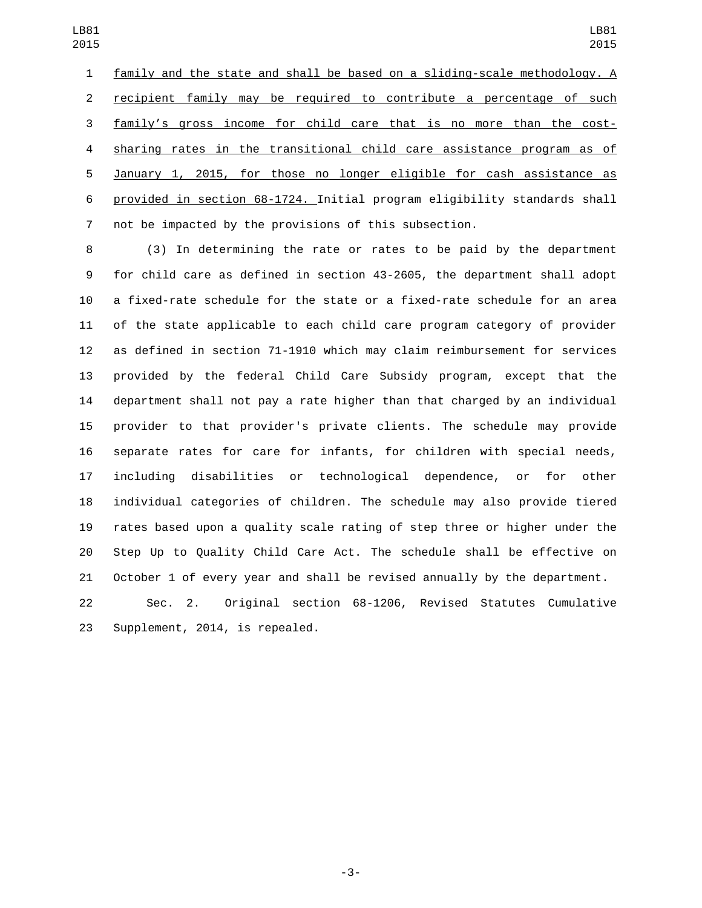family and the state and shall be based on a sliding-scale methodology. A recipient family may be required to contribute a percentage of such family's gross income for child care that is no more than the cost-sharing rates in the transitional child care assistance program as of January 1, 2015, for those no longer eligible for cash assistance as provided in section 68-1724. Initial program eligibility standards shall not be impacted by the provisions of this subsection.

(3) In determining the rate or rates to be paid by the department for child care as defined in section 43-2605, the department shall adopt a fixed-rate schedule for the state or a fixed-rate schedule for an area of the state applicable to each child care program category of provider as defined in section 71-1910 which may claim reimbursement for services provided by the federal Child Care Subsidy program, except that the department shall not pay a rate higher than that charged by an individual provider to that provider's private clients. The schedule may provide separate rates for care for infants, for children with special needs, including disabilities or technological dependence, or for other individual categories of children. The schedule may also provide tiered rates based upon a quality scale rating of step three or higher under the Step Up to Quality Child Care Act. The schedule shall be effective on October 1 of every year and shall be revised annually by the department.

Sec. 2. Original section 68-1206, Revised Statutes Cumulative Supplement, 2014, is repealed.